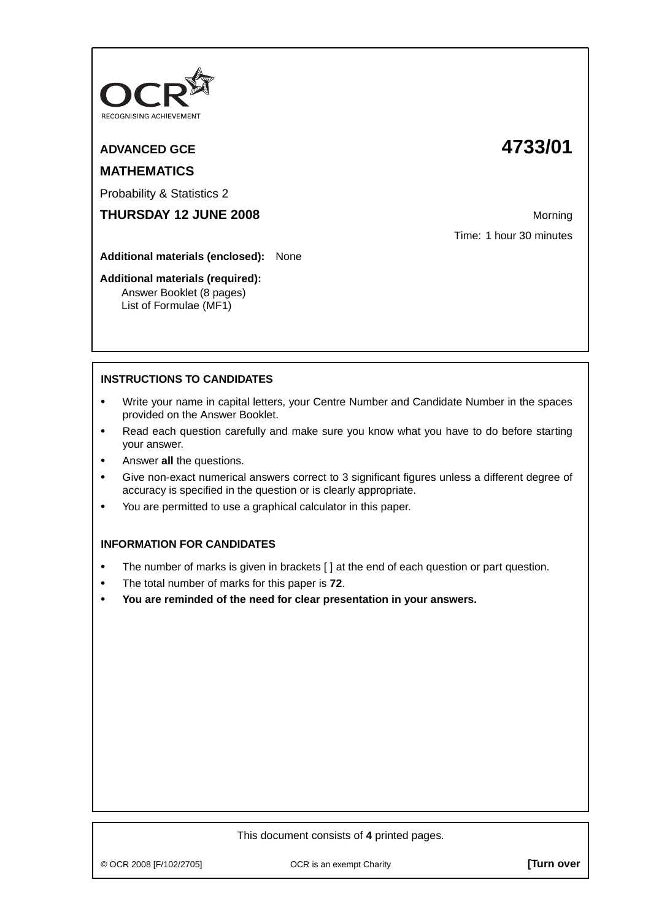OCR
RECOGNISING ACHIEVEMENT

**ADVANCED GCE** **4733/01**

**MATHEMATICS**

Probability & Statistics 2

**THURSDAY 12 JUNE 2008** Morning

Time: 1 hour 30 minutes

**Additional materials (enclosed):** None

**Additional materials (required):**
Answer Booklet (8 pages)
List of Formulae (MF1)

**INSTRUCTIONS TO CANDIDATES**

- Write your name in capital letters, your Centre Number and Candidate Number in the spaces provided on the Answer Booklet.
- Read each question carefully and make sure you know what you have to do before starting your answer.
- Answer **all** the questions.
- Give non-exact numerical answers correct to 3 significant figures unless a different degree of accuracy is specified in the question or is clearly appropriate.
- You are permitted to use a graphical calculator in this paper.

**INFORMATION FOR CANDIDATES**

- The number of marks is given in brackets [ ] at the end of each question or part question.
- The total number of marks for this paper is **72**.
- **You are reminded of the need for clear presentation in your answers.**

This document consists of **4** printed pages.

© OCR 2008 [F/102/2705] OCR is an exempt Charity **[Turn over**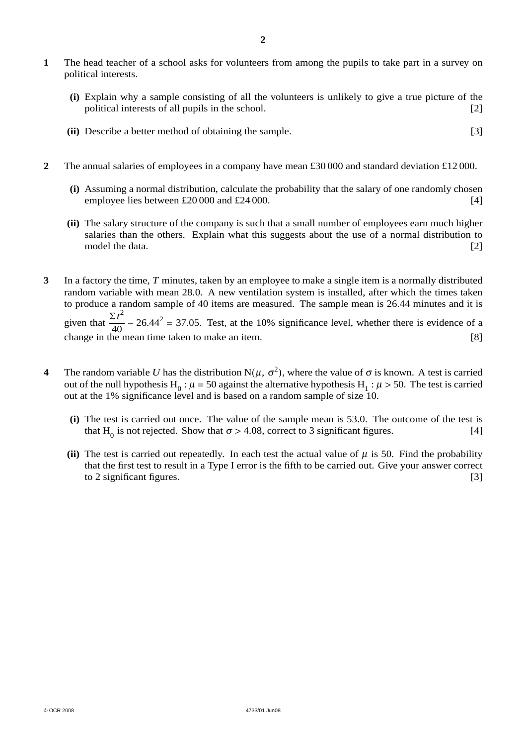**1** The head teacher of a school asks for volunteers from among the pupils to take part in a survey on political interests.

**(i)** Explain why a sample consisting of all the volunteers is unlikely to give a true picture of the political interests of all pupils in the school. [2]

**(ii)** Describe a better method of obtaining the sample. [3]

**2** The annual salaries of employees in a company have mean £30 000 and standard deviation £12 000.

**(i)** Assuming a normal distribution, calculate the probability that the salary of one randomly chosen employee lies between £20 000 and £24 000. [4]

**(ii)** The salary structure of the company is such that a small number of employees earn much higher salaries than the others. Explain what this suggests about the use of a normal distribution to model the data. [2]

**3** In a factory the time, $T$ minutes, taken by an employee to make a single item is a normally distributed random variable with mean 28.0. A new ventilation system is installed, after which the times taken to produce a random sample of 40 items are measured. The sample mean is 26.44 minutes and it is given that $\frac{\Sigma t^2}{40} - 26.44^2 = 37.05$. Test, at the 10% significance level, whether there is evidence of a change in the mean time taken to make an item. [8]

**4** The random variable $U$ has the distribution $N(\mu, \sigma^2)$, where the value of $\sigma$ is known. A test is carried out of the null hypothesis $H_0 : \mu = 50$ against the alternative hypothesis $H_1 : \mu > 50$. The test is carried out at the 1% significance level and is based on a random sample of size 10.

**(i)** The test is carried out once. The value of the sample mean is 53.0. The outcome of the test is that $H_0$ is not rejected. Show that $\sigma > 4.08$, correct to 3 significant figures. [4]

**(ii)** The test is carried out repeatedly. In each test the actual value of $\mu$ is 50. Find the probability that the first test to result in a Type I error is the fifth to be carried out. Give your answer correct to 2 significant figures. [3]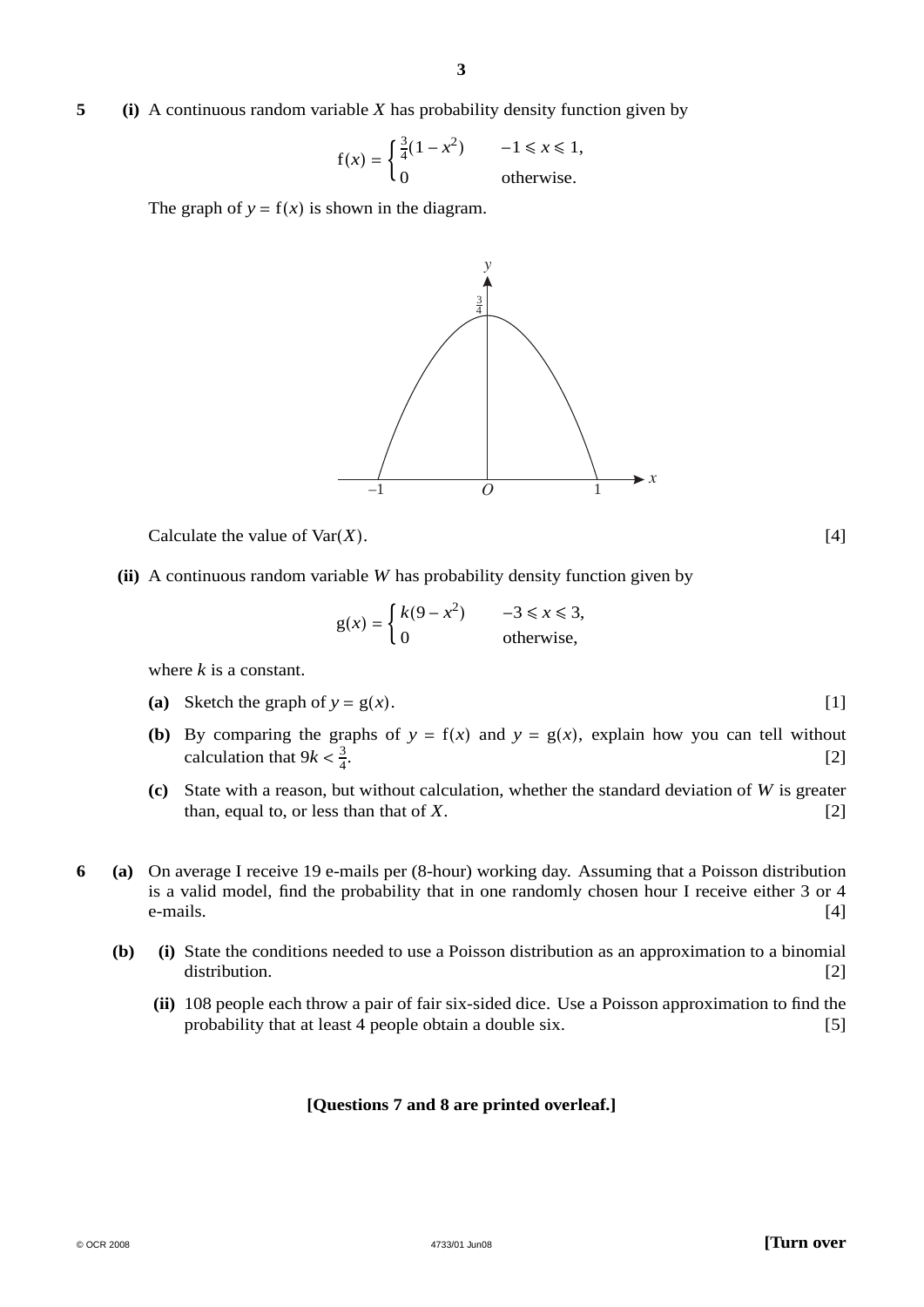**5** **(i)** A continuous random variable $X$ has probability density function given by

$$f(x) = \begin{cases} \frac{3}{4}(1 - x^2) & -1 \leqslant x \leqslant 1, \\ 0 & \text{otherwise.} \end{cases}$$

The graph of $y = f(x)$ is shown in the diagram.

Calculate the value of $\text{Var}(X)$. [4]

**(ii)** A continuous random variable $W$ has probability density function given by

$$g(x) = \begin{cases} k(9 - x^2) & -3 \leqslant x \leqslant 3, \\ 0 & \text{otherwise,} \end{cases}$$

where $k$ is a constant.

**(a)** Sketch the graph of $y = g(x)$. [1]

**(b)** By comparing the graphs of $y = f(x)$ and $y = g(x)$, explain how you can tell without calculation that $9k < \frac{3}{4}$. [2]

**(c)** State with a reason, but without calculation, whether the standard deviation of $W$ is greater than, equal to, or less than that of $X$. [2]

**6** **(a)** On average I receive 19 e-mails per (8-hour) working day. Assuming that a Poisson distribution is a valid model, find the probability that in one randomly chosen hour I receive either 3 or 4 e-mails. [4]

**(b)** **(i)** State the conditions needed to use a Poisson distribution as an approximation to a binomial distribution. [2]

**(ii)** 108 people each throw a pair of fair six-sided dice. Use a Poisson approximation to find the probability that at least 4 people obtain a double six. [5]

**[Questions 7 and 8 are printed overleaf.]**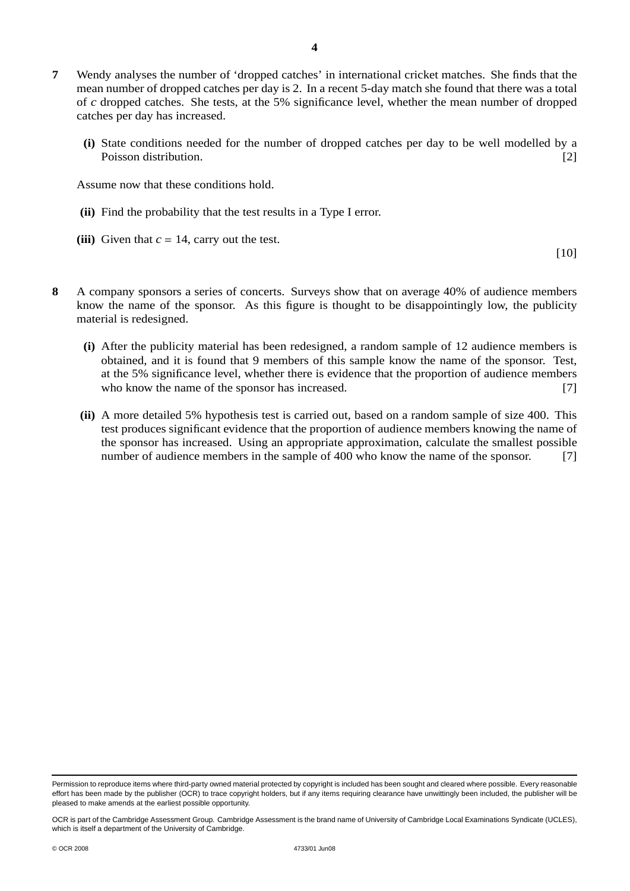**7** Wendy analyses the number of 'dropped catches' in international cricket matches. She finds that the mean number of dropped catches per day is 2. In a recent 5-day match she found that there was a total of $c$ dropped catches. She tests, at the 5% significance level, whether the mean number of dropped catches per day has increased.

**(i)** State conditions needed for the number of dropped catches per day to be well modelled by a Poisson distribution. [2]

Assume now that these conditions hold.

**(ii)** Find the probability that the test results in a Type I error.

**(iii)** Given that $c = 14$, carry out the test.

[10]

**8** A company sponsors a series of concerts. Surveys show that on average 40% of audience members know the name of the sponsor. As this figure is thought to be disappointingly low, the publicity material is redesigned.

**(i)** After the publicity material has been redesigned, a random sample of 12 audience members is obtained, and it is found that 9 members of this sample know the name of the sponsor. Test, at the 5% significance level, whether there is evidence that the proportion of audience members who know the name of the sponsor has increased. [7]

**(ii)** A more detailed 5% hypothesis test is carried out, based on a random sample of size 400. This test produces significant evidence that the proportion of audience members knowing the name of the sponsor has increased. Using an appropriate approximation, calculate the smallest possible number of audience members in the sample of 400 who know the name of the sponsor. [7]

Permission to reproduce items where third-party owned material protected by copyright is included has been sought and cleared where possible. Every reasonable effort has been made by the publisher (OCR) to trace copyright holders, but if any items requiring clearance have unwittingly been included, the publisher will be pleased to make amends at the earliest possible opportunity.

OCR is part of the Cambridge Assessment Group. Cambridge Assessment is the brand name of University of Cambridge Local Examinations Syndicate (UCLES), which is itself a department of the University of Cambridge.

© OCR 2008 4733/01 Jun08